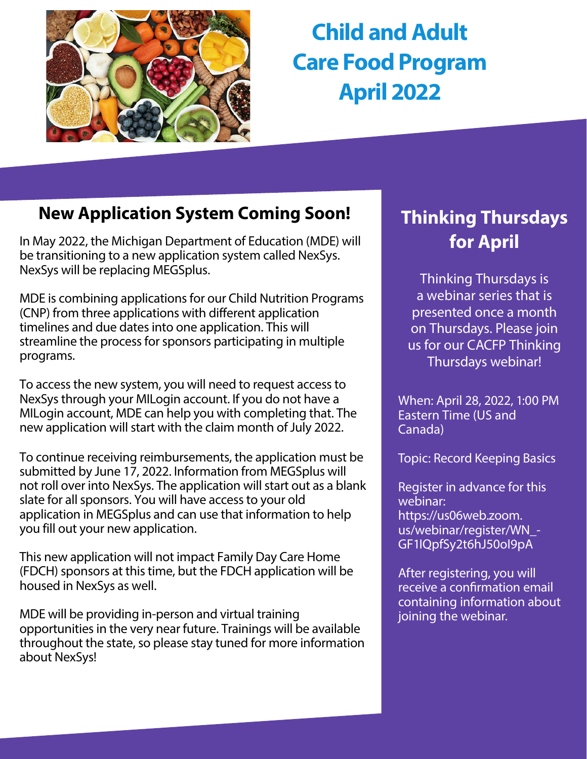# Child and Adult Care Food Program April 2022

## New Application System Coming Soon!

In May 2022, the Michigan Department of Education (MDE) will be transitioning to a new application system called NexSys. NexSys will be replacing MEGSplus.

MDE is combining applications for our Child Nutrition Programs (CNP) from three applications with different application timelines and due dates into one application. This will streamline the process for sponsors participating in multiple programs.

To access the new system, you will need to request access to NexSys through your MILogin account. If you do not have a MILogin account, MDE can help you with completing that. The new application will start with the claim month of July 2022.

To continue receiving reimbursements, the application must be submitted by June 17, 2022. Information from MEGSplus will not roll over into NexSys. The application will start out as a blank slate for all sponsors. You will have access to your old application in MEGSplus and can use that information to help you fill out your new application.

This new application will not impact Family Day Care Home (FDCH) sponsors at this time, but the FDCH application will be housed in NexSys as well.

MDE will be providing in-person and virtual training opportunities in the very near future. Trainings will be available throughout the state, so please stay tuned for more information about NexSys!

## Thinking Thursdays for April

Thinking Thursdays is a webinar series that is presented once a month on Thursdays. Please join us for our CACFP Thinking Thursdays webinar!

When: April 28, 2022, 1:00 PM Eastern Time (US and Canada)

Topic: Record Keeping Basics

Register in advance for this webinar: https://us06web.zoom.us/webinar/register/WN_-GF1lQpfSy2t6hJ50oI9pA

After registering, you will receive a confirmation email containing information about joining the webinar.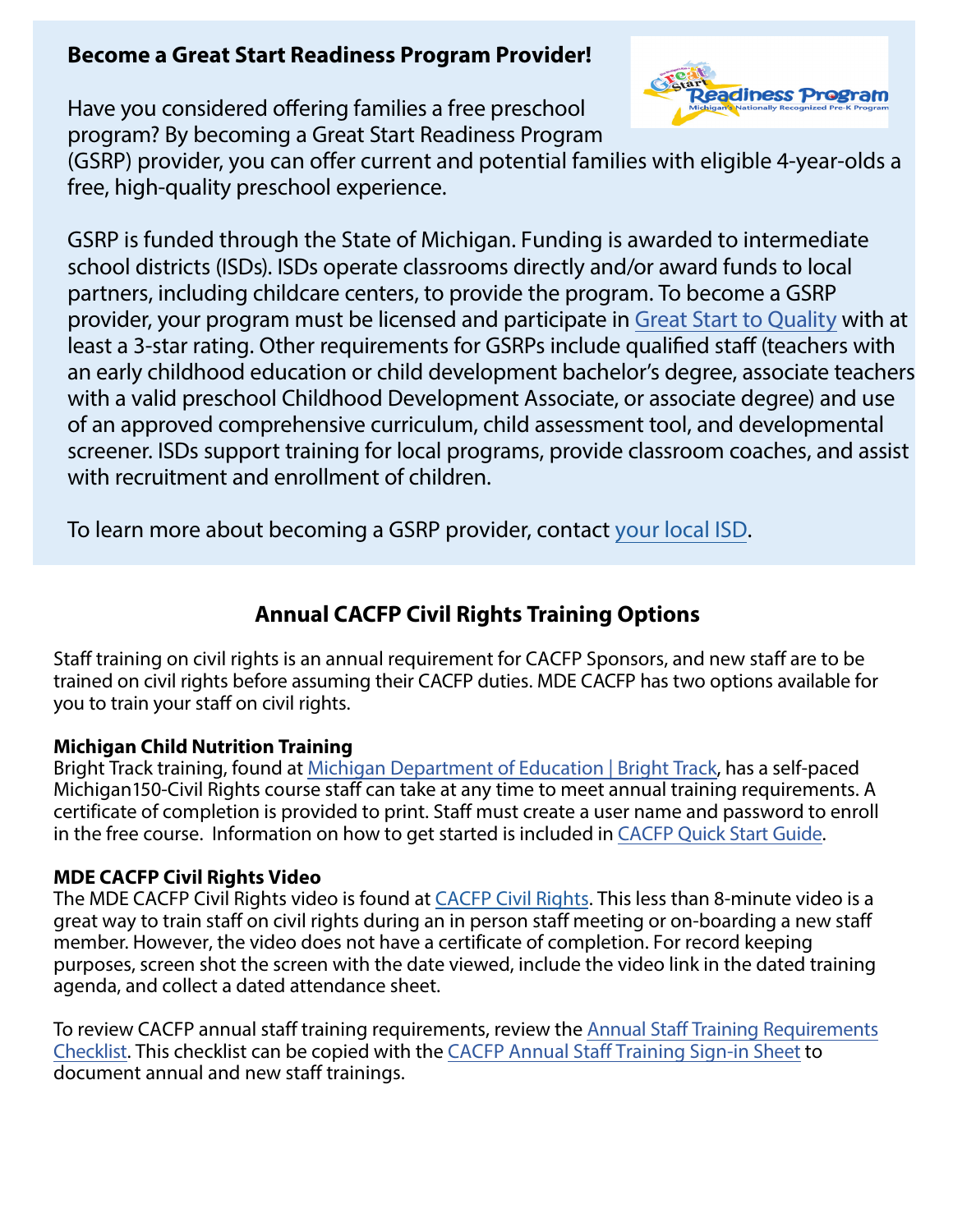## Become a Great Start Readiness Program Provider!

Have you considered offering families a free preschool program? By becoming a Great Start Readiness Program (GSRP) provider, you can offer current and potential families with eligible 4-year-olds a free, high-quality preschool experience.

GSRP is funded through the State of Michigan. Funding is awarded to intermediate school districts (ISDs). ISDs operate classrooms directly and/or award funds to local partners, including childcare centers, to provide the program. To become a GSRP provider, your program must be licensed and participate in Great Start to Quality with at least a 3-star rating. Other requirements for GSRPs include qualified staff (teachers with an early childhood education or child development bachelor's degree, associate teachers with a valid preschool Childhood Development Associate, or associate degree) and use of an approved comprehensive curriculum, child assessment tool, and developmental screener. ISDs support training for local programs, provide classroom coaches, and assist with recruitment and enrollment of children.

To learn more about becoming a GSRP provider, contact your local ISD.

## Annual CACFP Civil Rights Training Options

Staff training on civil rights is an annual requirement for CACFP Sponsors, and new staff are to be trained on civil rights before assuming their CACFP duties. MDE CACFP has two options available for you to train your staff on civil rights.

**Michigan Child Nutrition Training**
Bright Track training, found at Michigan Department of Education | Bright Track, has a self-paced Michigan150-Civil Rights course staff can take at any time to meet annual training requirements. A certificate of completion is provided to print. Staff must create a user name and password to enroll in the free course. Information on how to get started is included in CACFP Quick Start Guide.

**MDE CACFP Civil Rights Video**
The MDE CACFP Civil Rights video is found at CACFP Civil Rights. This less than 8-minute video is a great way to train staff on civil rights during an in person staff meeting or on-boarding a new staff member. However, the video does not have a certificate of completion. For record keeping purposes, screen shot the screen with the date viewed, include the video link in the dated training agenda, and collect a dated attendance sheet.

To review CACFP annual staff training requirements, review the Annual Staff Training Requirements Checklist. This checklist can be copied with the CACFP Annual Staff Training Sign-in Sheet to document annual and new staff trainings.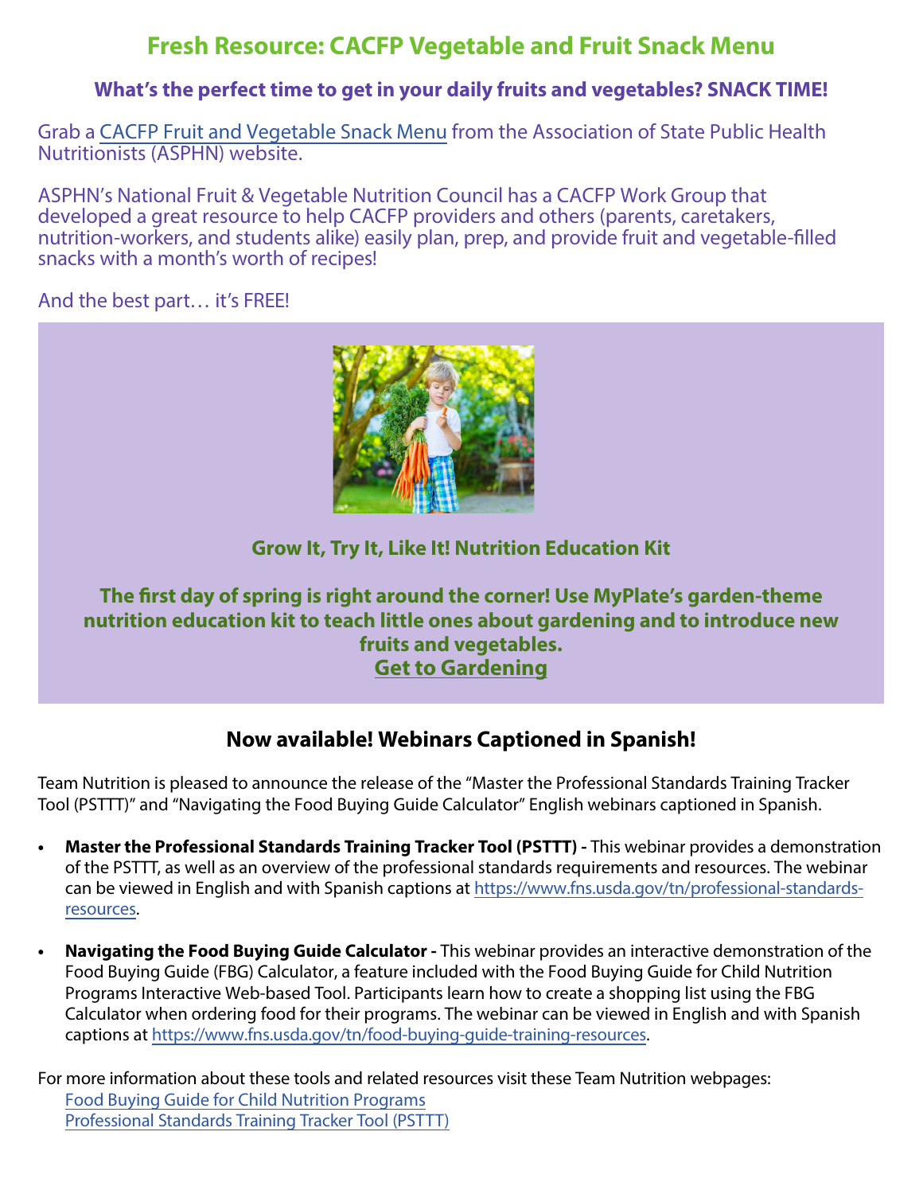# Fresh Resource: CACFP Vegetable and Fruit Snack Menu

### What's the perfect time to get in your daily fruits and vegetables? SNACK TIME!

Grab a CACFP Fruit and Vegetable Snack Menu from the Association of State Public Health Nutritionists (ASPHN) website.

ASPHN's National Fruit & Vegetable Nutrition Council has a CACFP Work Group that developed a great resource to help CACFP providers and others (parents, caretakers, nutrition-workers, and students alike) easily plan, prep, and provide fruit and vegetable-filled snacks with a month's worth of recipes!

And the best part… it's FREE!

### Grow It, Try It, Like It! Nutrition Education Kit

**The first day of spring is right around the corner! Use MyPlate's garden-theme nutrition education kit to teach little ones about gardening and to introduce new fruits and vegetables.**

**Get to Gardening**

## Now available! Webinars Captioned in Spanish!

Team Nutrition is pleased to announce the release of the "Master the Professional Standards Training Tracker Tool (PSTTT)" and "Navigating the Food Buying Guide Calculator" English webinars captioned in Spanish.

- **Master the Professional Standards Training Tracker Tool (PSTTT) -** This webinar provides a demonstration of the PSTTT, as well as an overview of the professional standards requirements and resources. The webinar can be viewed in English and with Spanish captions at https://www.fns.usda.gov/tn/professional-standards-resources.
- **Navigating the Food Buying Guide Calculator -** This webinar provides an interactive demonstration of the Food Buying Guide (FBG) Calculator, a feature included with the Food Buying Guide for Child Nutrition Programs Interactive Web-based Tool. Participants learn how to create a shopping list using the FBG Calculator when ordering food for their programs. The webinar can be viewed in English and with Spanish captions at https://www.fns.usda.gov/tn/food-buying-guide-training-resources.

For more information about these tools and related resources visit these Team Nutrition webpages:

- Food Buying Guide for Child Nutrition Programs
- Professional Standards Training Tracker Tool (PSTTT)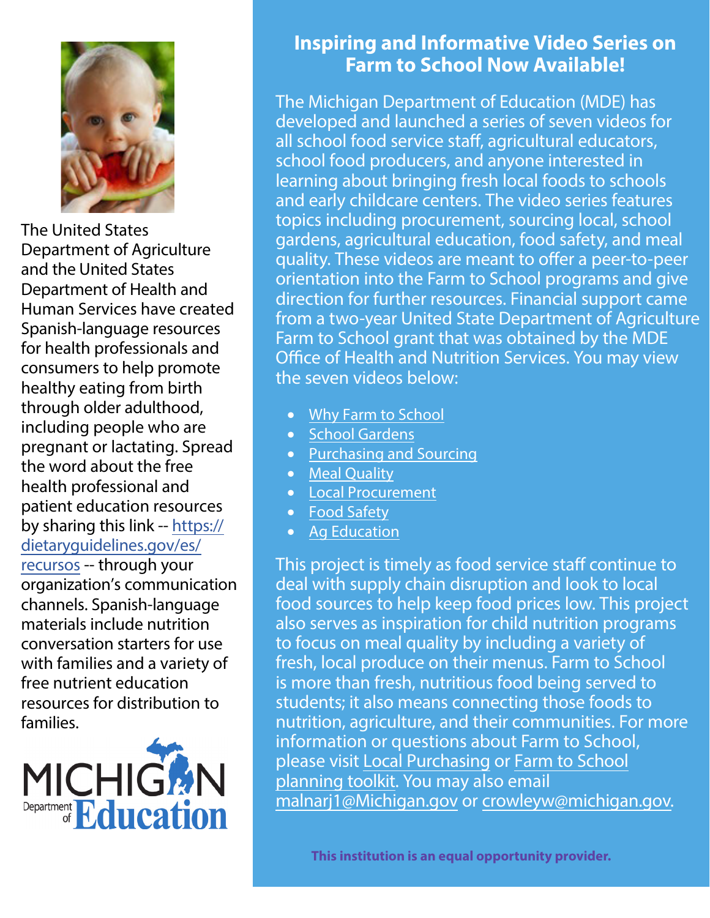The United States Department of Agriculture and the United States Department of Health and Human Services have created Spanish-language resources for health professionals and consumers to help promote healthy eating from birth through older adulthood, including people who are pregnant or lactating. Spread the word about the free health professional and patient education resources by sharing this link -- https://dietaryguidelines.gov/es/recursos -- through your organization's communication channels. Spanish-language materials include nutrition conversation starters for use with families and a variety of free nutrient education resources for distribution to families.

MICHIGAN Department of Education

## Inspiring and Informative Video Series on Farm to School Now Available!

The Michigan Department of Education (MDE) has developed and launched a series of seven videos for all school food service staff, agricultural educators, school food producers, and anyone interested in learning about bringing fresh local foods to schools and early childcare centers. The video series features topics including procurement, sourcing local, school gardens, agricultural education, food safety, and meal quality. These videos are meant to offer a peer-to-peer orientation into the Farm to School programs and give direction for further resources. Financial support came from a two-year United State Department of Agriculture Farm to School grant that was obtained by the MDE Office of Health and Nutrition Services. You may view the seven videos below:

- Why Farm to School
- School Gardens
- Purchasing and Sourcing
- Meal Quality
- Local Procurement
- Food Safety
- Ag Education

This project is timely as food service staff continue to deal with supply chain disruption and look to local food sources to help keep food prices low. This project also serves as inspiration for child nutrition programs to focus on meal quality by including a variety of fresh, local produce on their menus. Farm to School is more than fresh, nutritious food being served to students; it also means connecting those foods to nutrition, agriculture, and their communities. For more information or questions about Farm to School, please visit Local Purchasing or Farm to School planning toolkit. You may also email malnarj1@Michigan.gov or crowleyw@michigan.gov.

**This institution is an equal opportunity provider.**